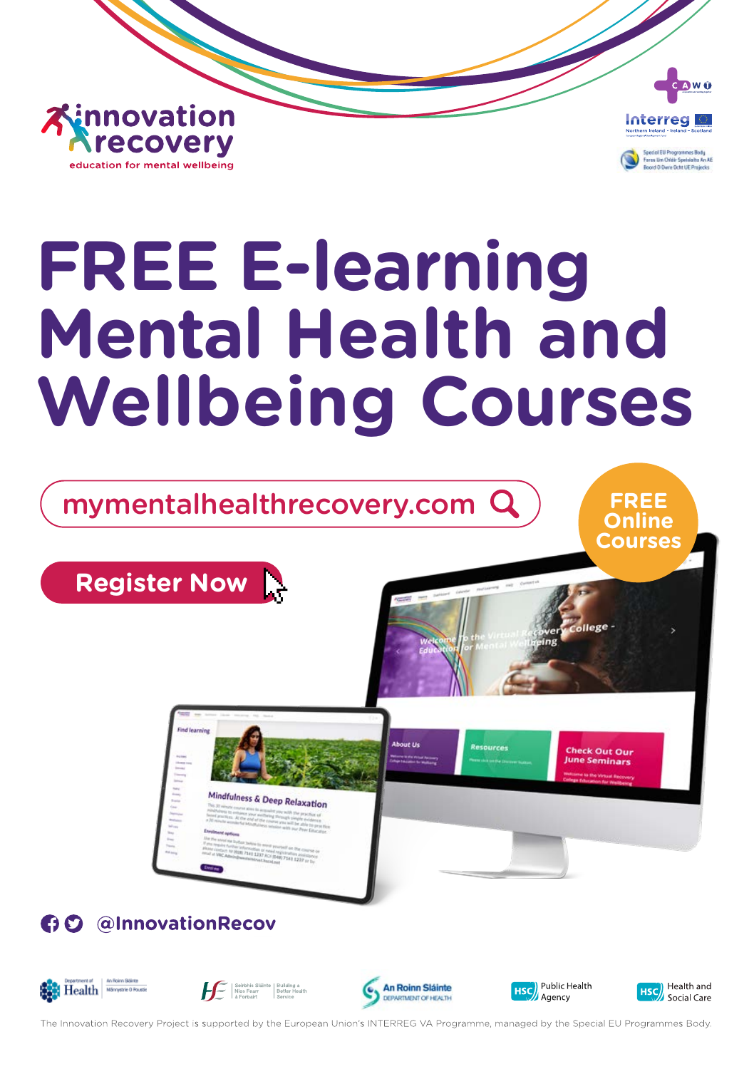innovation recovery
education for mental wellbeing

# FREE E-learning Mental Health and Wellbeing Courses

mymentalhealthrecovery.com

**Register Now**

**FREE Online Courses**

@InnovationRecov

The Innovation Recovery Project is supported by the European Union's INTERREG VA Programme, managed by the Special EU Programmes Body.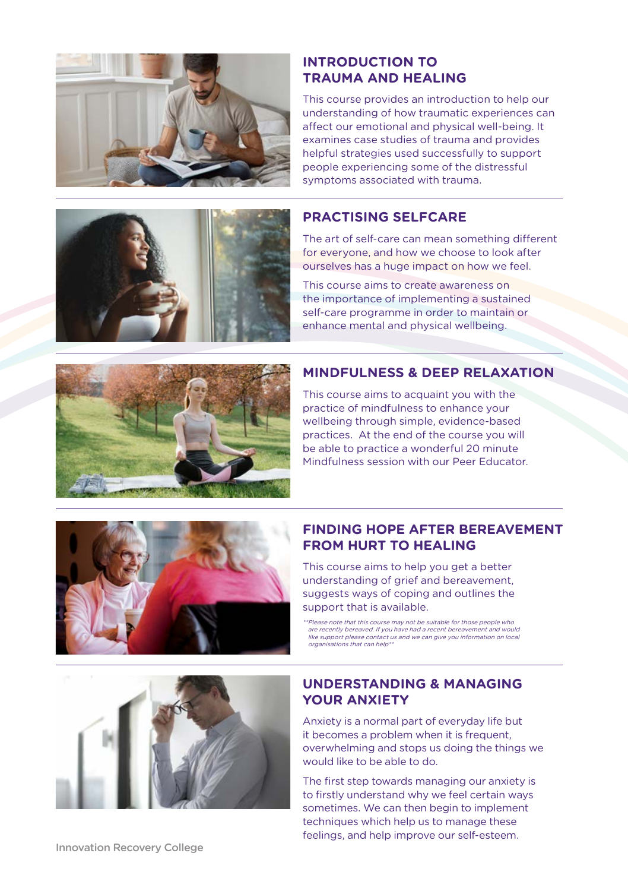## INTRODUCTION TO TRAUMA AND HEALING

This course provides an introduction to help our understanding of how traumatic experiences can affect our emotional and physical well-being. It examines case studies of trauma and provides helpful strategies used successfully to support people experiencing some of the distressful symptoms associated with trauma.

## PRACTISING SELFCARE

The art of self-care can mean something different for everyone, and how we choose to look after ourselves has a huge impact on how we feel.

This course aims to create awareness on the importance of implementing a sustained self-care programme in order to maintain or enhance mental and physical wellbeing.

## MINDFULNESS & DEEP RELAXATION

This course aims to acquaint you with the practice of mindfulness to enhance your wellbeing through simple, evidence-based practices. At the end of the course you will be able to practice a wonderful 20 minute Mindfulness session with our Peer Educator.

## FINDING HOPE AFTER BEREAVEMENT FROM HURT TO HEALING

This course aims to help you get a better understanding of grief and bereavement, suggests ways of coping and outlines the support that is available.

*Please note that this course may not be suitable for those people who are recently bereaved. If you have had a recent bereavement and would like support please contact us and we can give you information on local organisations that can help*

## UNDERSTANDING & MANAGING YOUR ANXIETY

Anxiety is a normal part of everyday life but it becomes a problem when it is frequent, overwhelming and stops us doing the things we would like to be able to do.

The first step towards managing our anxiety is to firstly understand why we feel certain ways sometimes. We can then begin to implement techniques which help us to manage these feelings, and help improve our self-esteem.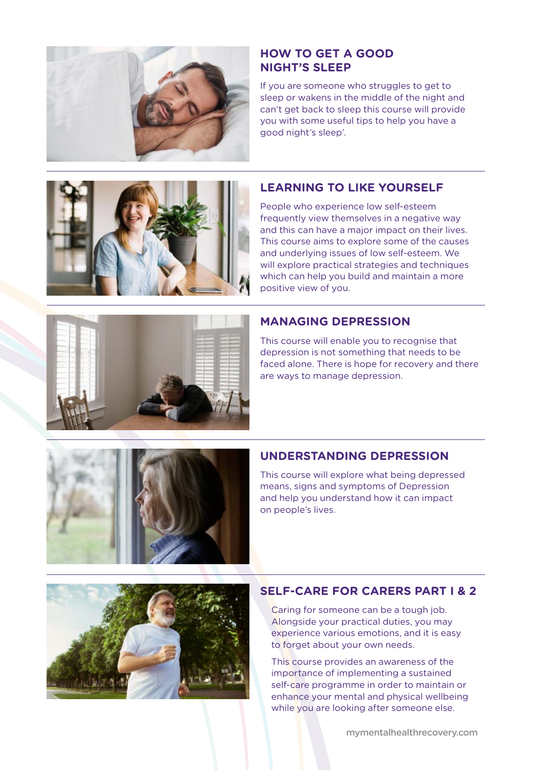## HOW TO GET A GOOD NIGHT'S SLEEP

If you are someone who struggles to get to sleep or wakens in the middle of the night and can't get back to sleep this course will provide you with some useful tips to help you have a good night's sleep'.

## LEARNING TO LIKE YOURSELF

People who experience low self-esteem frequently view themselves in a negative way and this can have a major impact on their lives. This course aims to explore some of the causes and underlying issues of low self-esteem. We will explore practical strategies and techniques which can help you build and maintain a more positive view of you.

## MANAGING DEPRESSION

This course will enable you to recognise that depression is not something that needs to be faced alone. There is hope for recovery and there are ways to manage depression.

## UNDERSTANDING DEPRESSION

This course will explore what being depressed means, signs and symptoms of Depression and help you understand how it can impact on people's lives.

## SELF-CARE FOR CARERS PART I & 2

Caring for someone can be a tough job. Alongside your practical duties, you may experience various emotions, and it is easy to forget about your own needs.

This course provides an awareness of the importance of implementing a sustained self-care programme in order to maintain or enhance your mental and physical wellbeing while you are looking after someone else.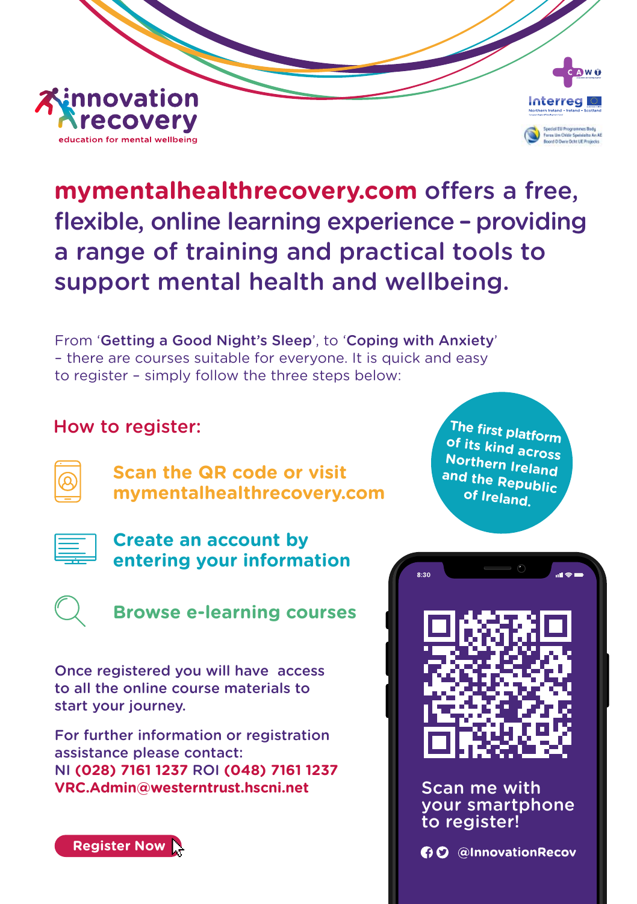innovation recovery

education for mental wellbeing

CAWT

Interreg — Northern Ireland - Ireland - Scotland

Special EU Programmes Body

## mymentalhealthrecovery.com offers a free, flexible, online learning experience – providing a range of training and practical tools to support mental health and wellbeing.

From '**Getting a Good Night's Sleep**', to '**Coping with Anxiety**' – there are courses suitable for everyone. It is quick and easy to register – simply follow the three steps below:

### How to register:

**Scan the QR code or visit mymentalhealthrecovery.com**

**Create an account by entering your information**

**Browse e-learning courses**

The first platform of its kind across Northern Ireland and the Republic of Ireland.

Once registered you will have access to all the online course materials to start your journey.

For further information or registration assistance please contact:
NI **(028) 7161 1237** ROI **(048) 7161 1237**
**VRC.Admin@westerntrust.hscni.net**

**Register Now**

Scan me with your smartphone to register!

@InnovationRecov